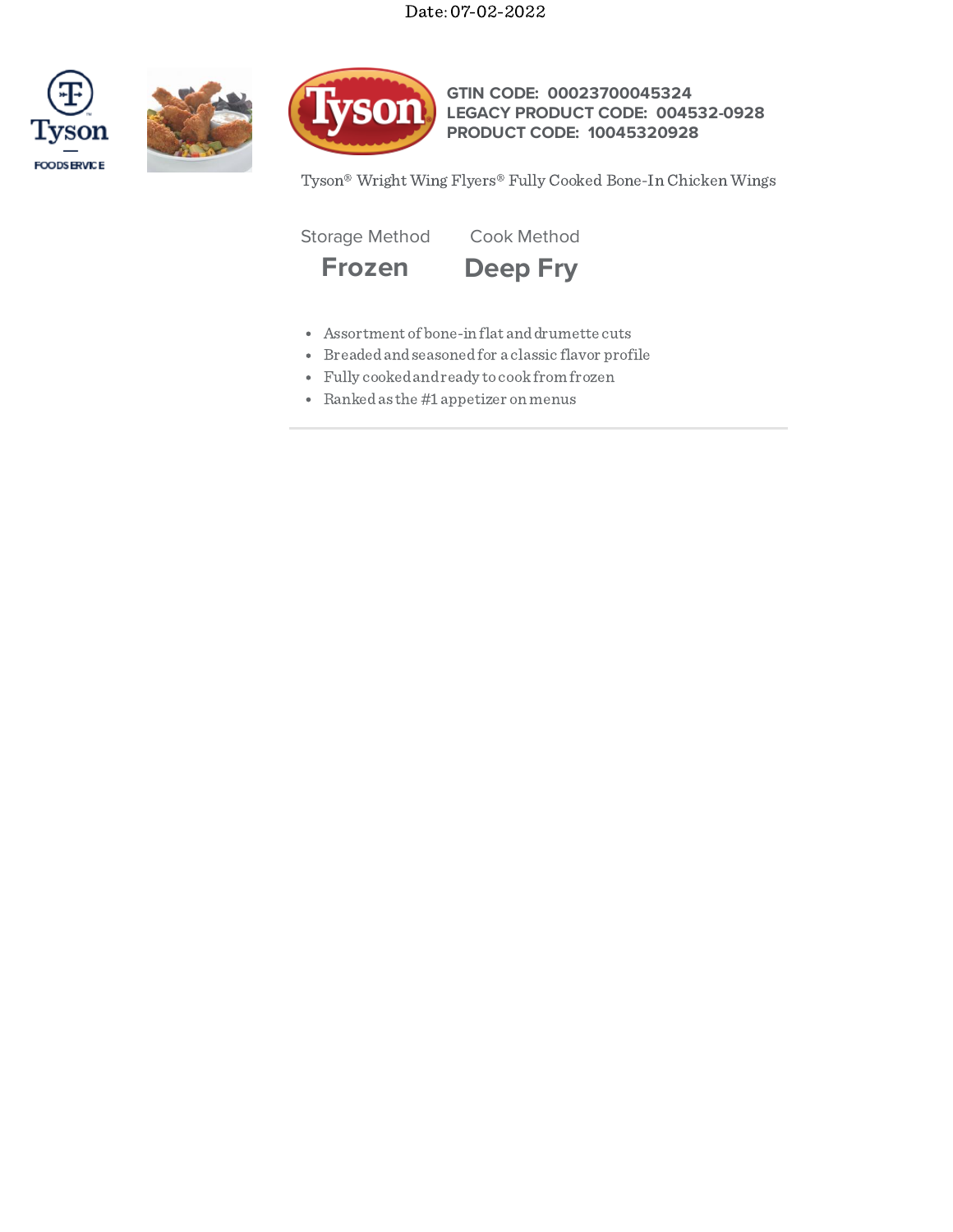Date: 07-02-2022

**GTIN CODE:** 00023700045324
**LEGACY PRODUCT CODE:** 004532-0928
**PRODUCT CODE:** 10045320928

Tyson® Wright Wing Flyers® Fully Cooked Bone-In Chicken Wings

| Storage Method | Cook Method |
| --- | --- |
| **Frozen** | **Deep Fry** |

- Assortment of bone-in flat and drumette cuts
- Breaded and seasoned for a classic flavor profile
- Fully cooked and ready to cook from frozen
- Ranked as the #1 appetizer on menus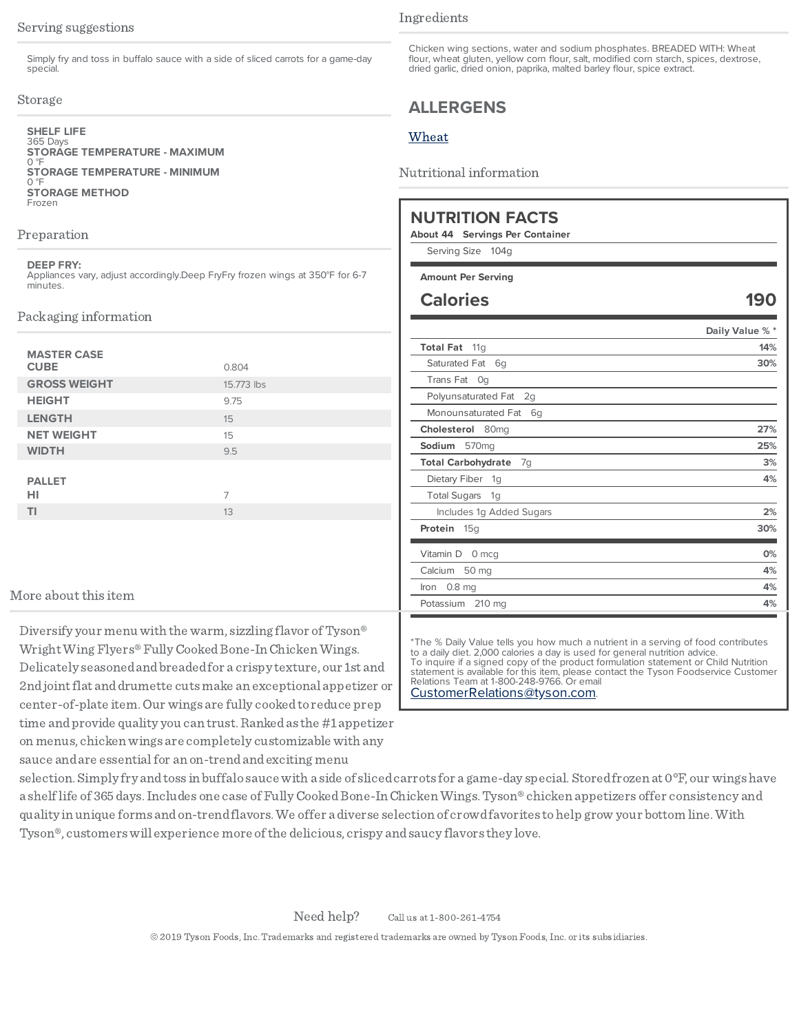## Serving suggestions

Simply fry and toss in buffalo sauce with a side of sliced carrots for a game-day special.

## Storage

**SHELF LIFE**
365 Days
**STORAGE TEMPERATURE - MAXIMUM**
0 °F
**STORAGE TEMPERATURE - MINIMUM**
0 °F
**STORAGE METHOD**
Frozen

## Preparation

**DEEP FRY:**
Appliances vary, adjust accordingly.Deep FryFry frozen wings at 350°F for 6-7 minutes.

## Packaging information

| MASTER CASE | |
|---|---|
| CUBE | 0.804 |
| GROSS WEIGHT | 15.773 lbs |
| HEIGHT | 9.75 |
| LENGTH | 15 |
| NET WEIGHT | 15 |
| WIDTH | 9.5 |

| PALLET | |
|---|---|
| HI | 7 |
| TI | 13 |

## Ingredients

Chicken wing sections, water and sodium phosphates. BREADED WITH: Wheat flour, wheat gluten, yellow corn flour, salt, modified corn starch, spices, dextrose, dried garlic, dried onion, paprika, malted barley flour, spice extract.

## ALLERGENS

Wheat

## Nutritional information

**NUTRITION FACTS**
**About 44 Servings Per Container**
Serving Size 104g

**Amount Per Serving**
**Calories 190**

| | Daily Value % * |
|---|---|
| **Total Fat** 11g | **14%** |
| Saturated Fat 6g | **30%** |
| Trans Fat 0g | |
| Polyunsaturated Fat 2g | |
| Monounsaturated Fat 6g | |
| **Cholesterol** 80mg | **27%** |
| **Sodium** 570mg | **25%** |
| **Total Carbohydrate** 7g | **3%** |
| Dietary Fiber 1g | **4%** |
| Total Sugars 1g | |
| Includes 1g Added Sugars | **2%** |
| **Protein** 15g | **30%** |
| Vitamin D 0 mcg | **0%** |
| Calcium 50 mg | **4%** |
| Iron 0.8 mg | **4%** |
| Potassium 210 mg | **4%** |

*The % Daily Value tells you how much a nutrient in a serving of food contributes to a daily diet. 2,000 calories a day is used for general nutrition advice.
To inquire if a signed copy of the product formulation statement or Child Nutrition statement is available for this item, please contact the Tyson Foodservice Customer Relations Team at 1-800-248-9766. Or email CustomerRelations@tyson.com.

## More about this item

Diversify your menu with the warm, sizzling flavor of Tyson® Wright Wing Flyers® Fully Cooked Bone-In Chicken Wings. Delicately seasoned and breaded for a crispy texture, our 1st and 2nd joint flat and drumette cuts make an exceptional appetizer or center-of-plate item. Our wings are fully cooked to reduce prep time and provide quality you can trust. Ranked as the #1 appetizer on menus, chicken wings are completely customizable with any sauce and are essential for an on-trend and exciting menu selection. Simply fry and toss in buffalo sauce with a side of sliced carrots for a game-day special. Stored frozen at 0°F, our wings have a shelf life of 365 days. Includes one case of Fully Cooked Bone-In Chicken Wings. Tyson® chicken appetizers offer consistency and quality in unique forms and on-trend flavors. We offer a diverse selection of crowd favorites to help grow your bottom line. With Tyson®, customers will experience more of the delicious, crispy and saucy flavors they love.

Need help? Call us at 1-800-261-4754

© 2019 Tyson Foods, Inc. Trademarks and registered trademarks are owned by Tyson Foods, Inc. or its subsidiaries.